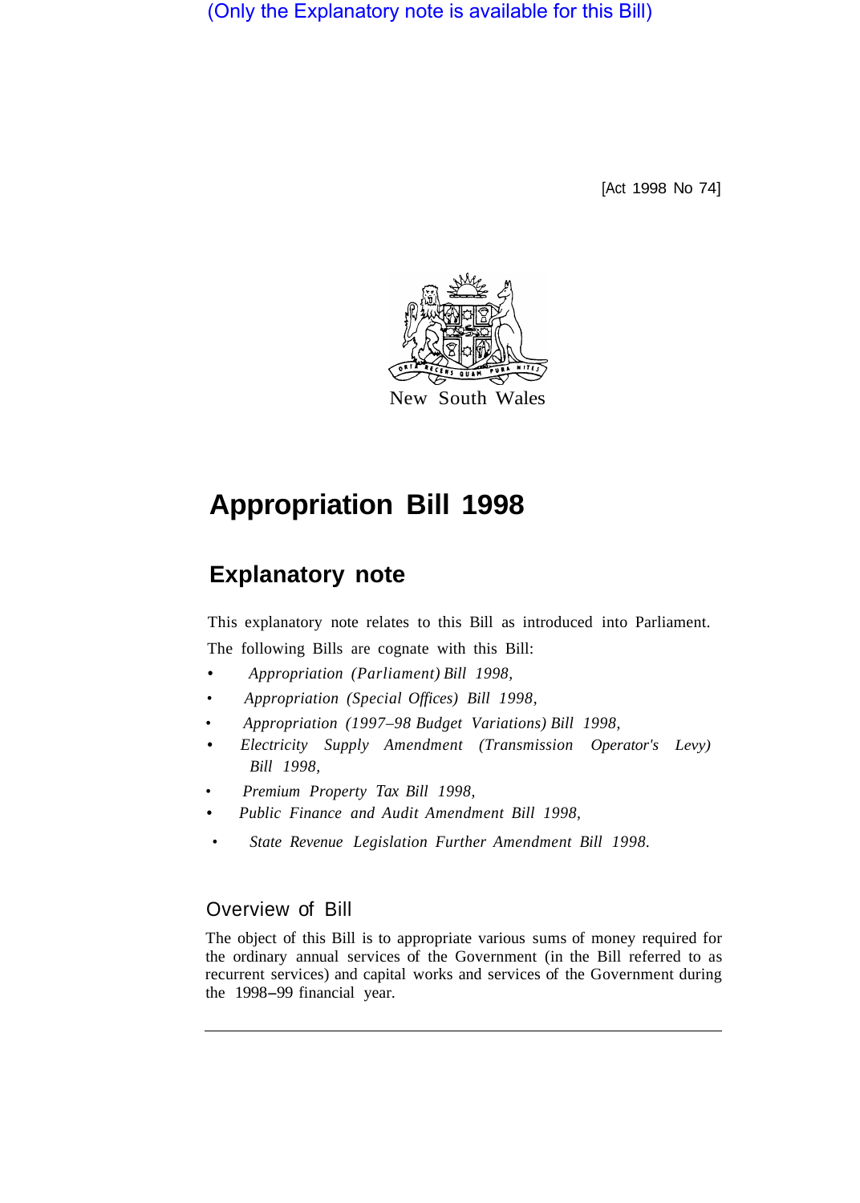(Only the Explanatory note is available for this Bill)

[Act 1998 No 74]

New South Wales

# Appropriation Bill 1998

## Explanatory note

This explanatory note relates to this Bill as introduced into Parliament.

The following Bills are cognate with this Bill:

- *Appropriation (Parliament) Bill 1998,*
- *Appropriation (Special Offices) Bill 1998,*
- *Appropriation (1997–98 Budget Variations) Bill 1998,*
- *Electricity Supply Amendment (Transmission Operator's Levy) Bill 1998,*
- *Premium Property Tax Bill 1998,*
- *Public Finance and Audit Amendment Bill 1998,*
- *State Revenue Legislation Further Amendment Bill 1998.*

### Overview of Bill

The object of this Bill is to appropriate various sums of money required for the ordinary annual services of the Government (in the Bill referred to as recurrent services) and capital works and services of the Government during the 1998–99 financial year.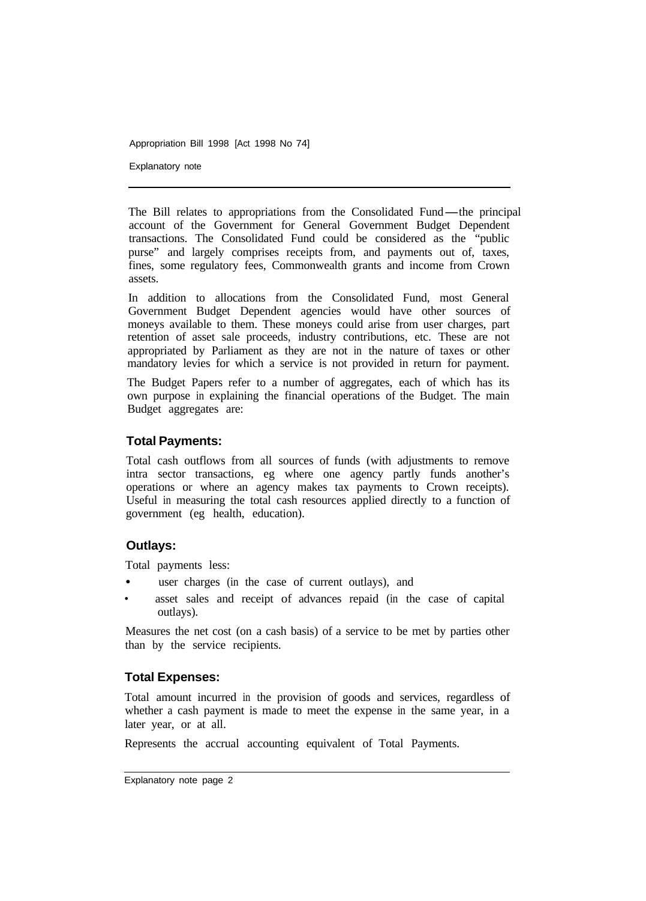The Bill relates to appropriations from the Consolidated Fund—the principal account of the Government for General Government Budget Dependent transactions. The Consolidated Fund could be considered as the "public purse" and largely comprises receipts from, and payments out of, taxes, fines, some regulatory fees, Commonwealth grants and income from Crown assets.

In addition to allocations from the Consolidated Fund, most General Government Budget Dependent agencies would have other sources of moneys available to them. These moneys could arise from user charges, part retention of asset sale proceeds, industry contributions, etc. These are not appropriated by Parliament as they are not in the nature of taxes or other mandatory levies for which a service is not provided in return for payment.

The Budget Papers refer to a number of aggregates, each of which has its own purpose in explaining the financial operations of the Budget. The main Budget aggregates are:

### Total Payments:

Total cash outflows from all sources of funds (with adjustments to remove intra sector transactions, eg where one agency partly funds another's operations or where an agency makes tax payments to Crown receipts). Useful in measuring the total cash resources applied directly to a function of government (eg health, education).

### Outlays:

Total payments less:

- user charges (in the case of current outlays), and
- asset sales and receipt of advances repaid (in the case of capital outlays).

Measures the net cost (on a cash basis) of a service to be met by parties other than by the service recipients.

### Total Expenses:

Total amount incurred in the provision of goods and services, regardless of whether a cash payment is made to meet the expense in the same year, in a later year, or at all.

Represents the accrual accounting equivalent of Total Payments.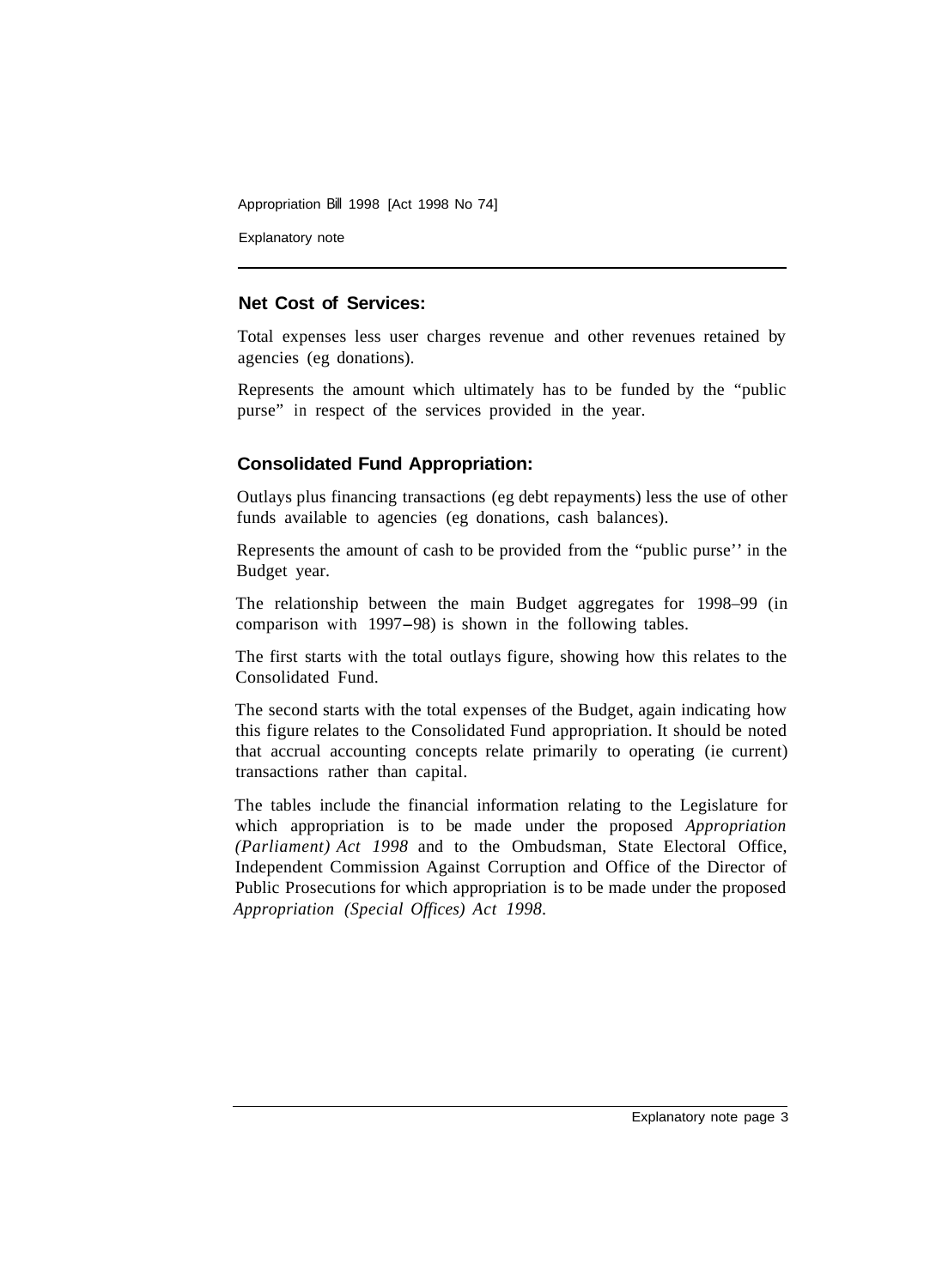### Net Cost of Services:

Total expenses less user charges revenue and other revenues retained by agencies (eg donations).

Represents the amount which ultimately has to be funded by the "public purse" in respect of the services provided in the year.

### Consolidated Fund Appropriation:

Outlays plus financing transactions (eg debt repayments) less the use of other funds available to agencies (eg donations, cash balances).

Represents the amount of cash to be provided from the "public purse'' in the Budget year.

The relationship between the main Budget aggregates for 1998–99 (in comparison with 1997–98) is shown in the following tables.

The first starts with the total outlays figure, showing how this relates to the Consolidated Fund.

The second starts with the total expenses of the Budget, again indicating how this figure relates to the Consolidated Fund appropriation. It should be noted that accrual accounting concepts relate primarily to operating (ie current) transactions rather than capital.

The tables include the financial information relating to the Legislature for which appropriation is to be made under the proposed *Appropriation (Parliament) Act 1998* and to the Ombudsman, State Electoral Office, Independent Commission Against Corruption and Office of the Director of Public Prosecutions for which appropriation is to be made under the proposed *Appropriation (Special Offices) Act 1998*.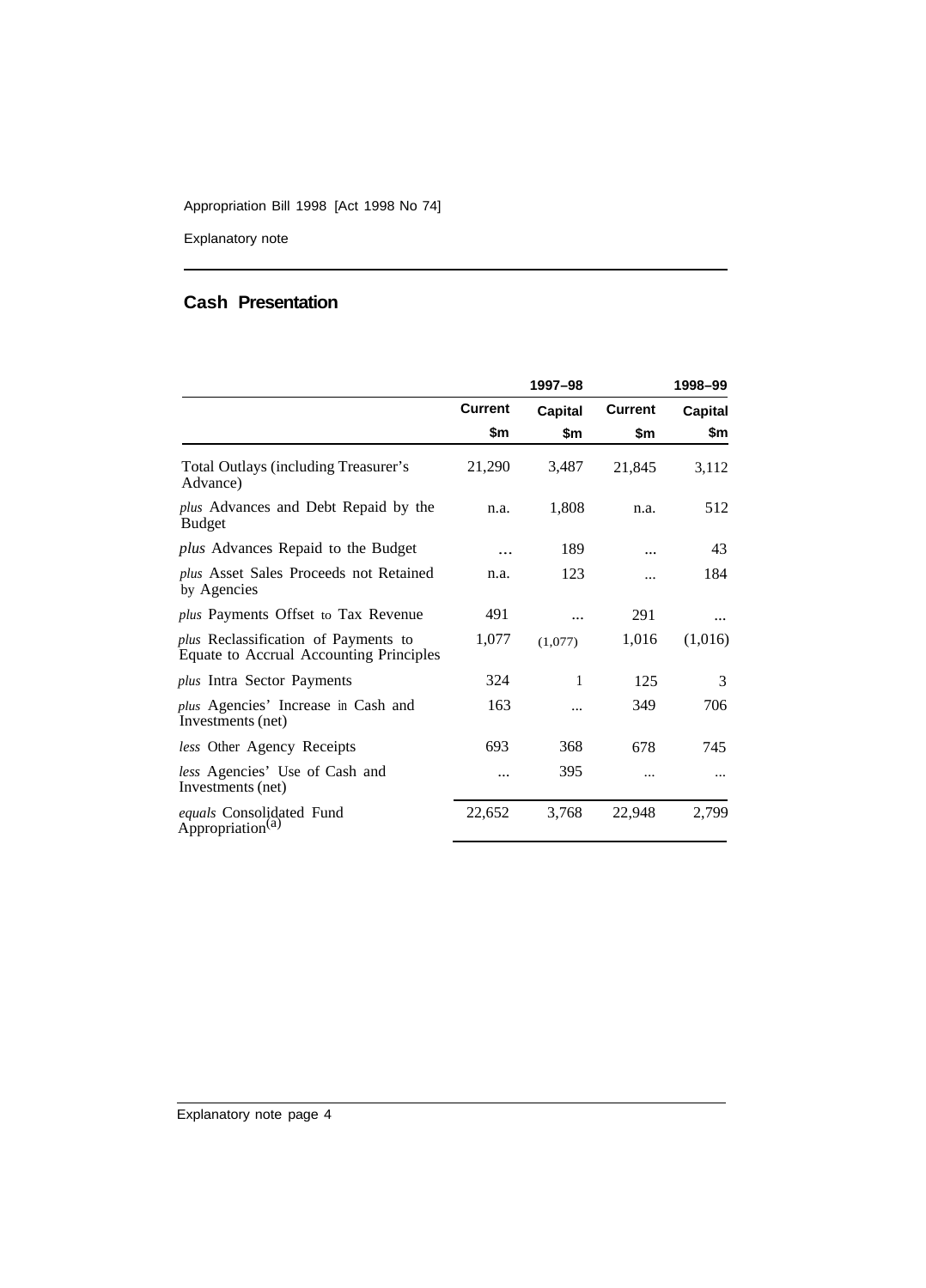## Cash Presentation

| | 1997–98 | | 1998–99 | |
|---|---|---|---|---|
| | Current | Capital | Current | Capital |
| | $m | $m | $m | $m |
| Total Outlays (including Treasurer's Advance) | 21,290 | 3,487 | 21,845 | 3,112 |
| *plus* Advances and Debt Repaid by the Budget | n.a. | 1,808 | n.a. | 512 |
| *plus* Advances Repaid to the Budget | ... | 189 | ... | 43 |
| *plus* Asset Sales Proceeds not Retained by Agencies | n.a. | 123 | ... | 184 |
| *plus* Payments Offset to Tax Revenue | 491 | ... | 291 | ... |
| *plus* Reclassification of Payments to Equate to Accrual Accounting Principles | 1,077 | (1,077) | 1,016 | (1,016) |
| *plus* Intra Sector Payments | 324 | 1 | 125 | 3 |
| *plus* Agencies' Increase in Cash and Investments (net) | 163 | ... | 349 | 706 |
| *less* Other Agency Receipts | 693 | 368 | 678 | 745 |
| *less* Agencies' Use of Cash and Investments (net) | ... | 395 | ... | ... |
| *equals* Consolidated Fund Appropriation[(a)] | 22,652 | 3,768 | 22,948 | 2,799 |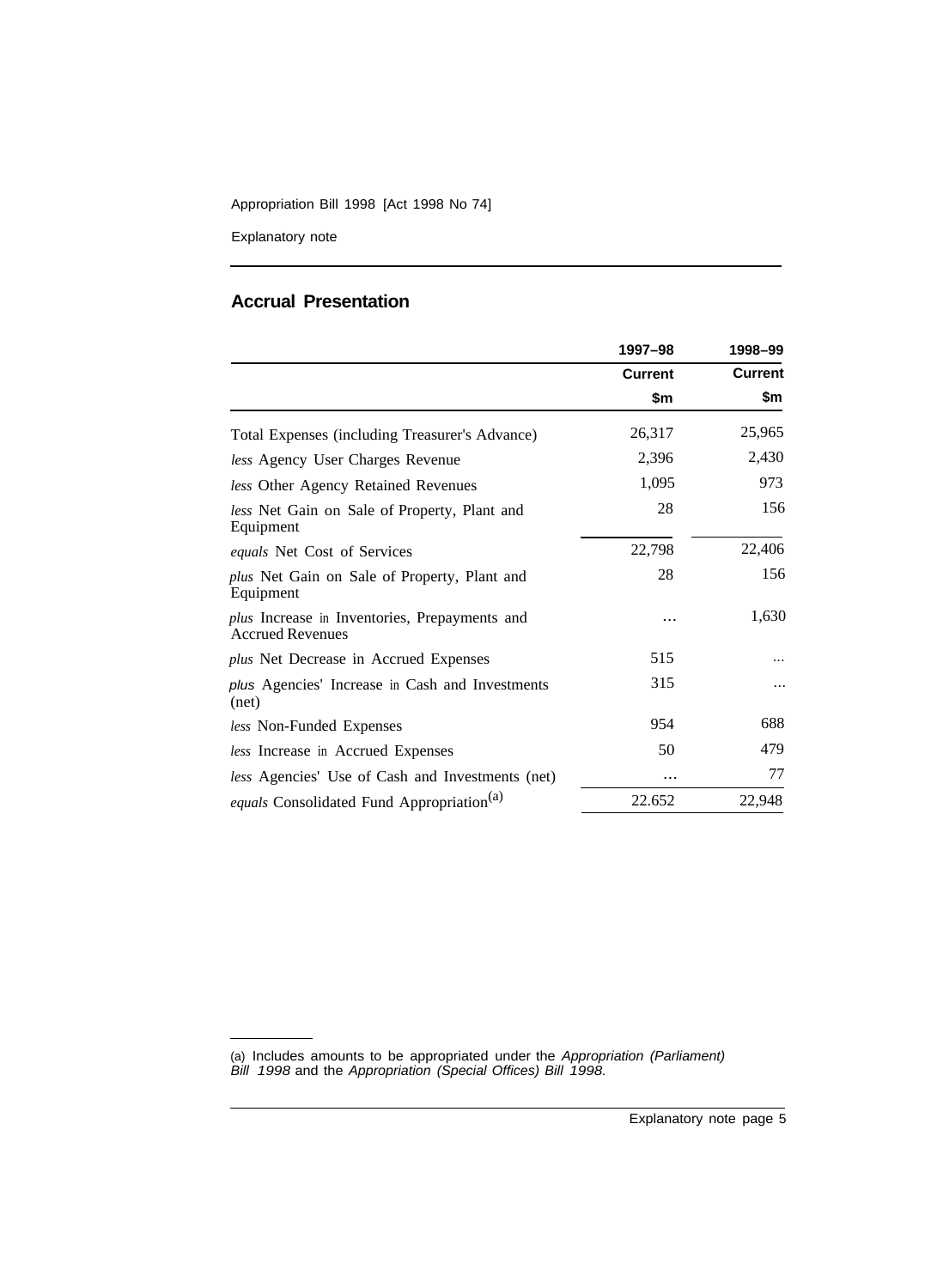## Accrual Presentation

| | 1997–98 | 1998–99 |
|---|---|---|
| | **Current** | **Current** |
| | **$m** | **$m** |
| Total Expenses (including Treasurer's Advance) | 26,317 | 25,965 |
| *less* Agency User Charges Revenue | 2,396 | 2,430 |
| *less* Other Agency Retained Revenues | 1,095 | 973 |
| *less* Net Gain on Sale of Property, Plant and Equipment | 28 | 156 |
| *equals* Net Cost of Services | 22,798 | 22,406 |
| *plus* Net Gain on Sale of Property, Plant and Equipment | 28 | 156 |
| *plus* Increase in Inventories, Prepayments and Accrued Revenues | ... | 1,630 |
| *plus* Net Decrease in Accrued Expenses | 515 | ... |
| *plus* Agencies' Increase in Cash and Investments (net) | 315 | ... |
| *less* Non-Funded Expenses | 954 | 688 |
| *less* Increase in Accrued Expenses | 50 | 479 |
| *less* Agencies' Use of Cash and Investments (net) | ... | 77 |
| *equals* Consolidated Fund Appropriation[(a)] | 22.652 | 22,948 |

(a) Includes amounts to be appropriated under the *Appropriation (Parliament) Bill 1998* and the *Appropriation (Special Offices) Bill 1998.*